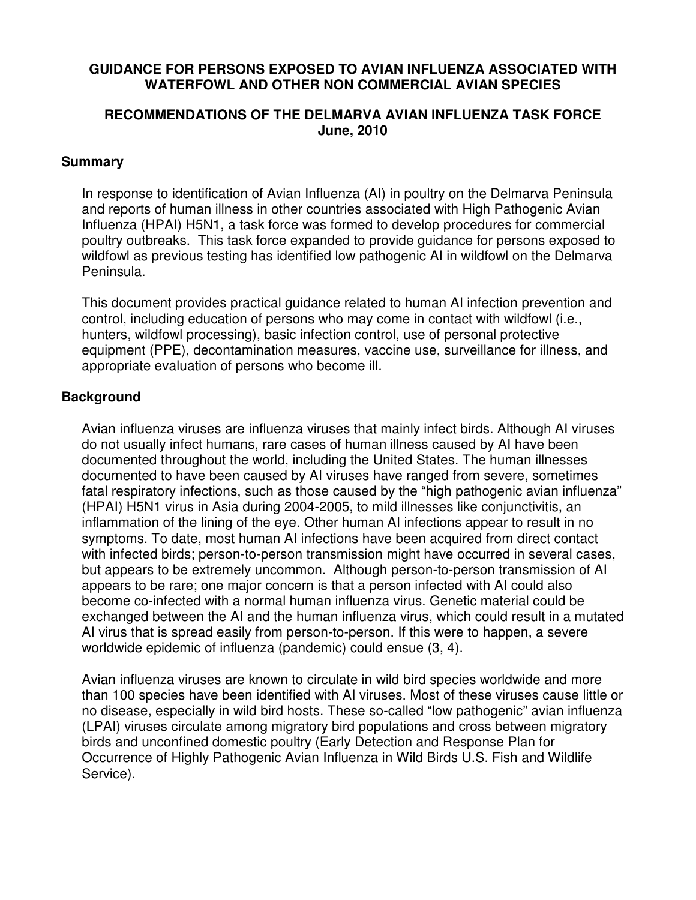# GUIDANCE FOR PERSONS EXPOSED TO AVIAN INFLUENZA ASSOCIATED WITH WATERFOWL AND OTHER NON COMMERCIAL AVIAN SPECIES

## RECOMMENDATIONS OF THE DELMARVA AVIAN INFLUENZA TASK FORCE June, 2010

### Summary

In response to identification of Avian Influenza (AI) in poultry on the Delmarva Peninsula and reports of human illness in other countries associated with High Pathogenic Avian Influenza (HPAI) H5N1, a task force was formed to develop procedures for commercial poultry outbreaks. This task force expanded to provide guidance for persons exposed to wildfowl as previous testing has identified low pathogenic AI in wildfowl on the Delmarva Peninsula.

This document provides practical guidance related to human AI infection prevention and control, including education of persons who may come in contact with wildfowl (i.e., hunters, wildfowl processing), basic infection control, use of personal protective equipment (PPE), decontamination measures, vaccine use, surveillance for illness, and appropriate evaluation of persons who become ill.

### Background

Avian influenza viruses are influenza viruses that mainly infect birds. Although AI viruses do not usually infect humans, rare cases of human illness caused by AI have been documented throughout the world, including the United States. The human illnesses documented to have been caused by AI viruses have ranged from severe, sometimes fatal respiratory infections, such as those caused by the "high pathogenic avian influenza" (HPAI) H5N1 virus in Asia during 2004-2005, to mild illnesses like conjunctivitis, an inflammation of the lining of the eye. Other human AI infections appear to result in no symptoms. To date, most human AI infections have been acquired from direct contact with infected birds; person-to-person transmission might have occurred in several cases, but appears to be extremely uncommon. Although person-to-person transmission of AI appears to be rare; one major concern is that a person infected with AI could also become co-infected with a normal human influenza virus. Genetic material could be exchanged between the AI and the human influenza virus, which could result in a mutated AI virus that is spread easily from person-to-person. If this were to happen, a severe worldwide epidemic of influenza (pandemic) could ensue (3, 4).

Avian influenza viruses are known to circulate in wild bird species worldwide and more than 100 species have been identified with AI viruses. Most of these viruses cause little or no disease, especially in wild bird hosts. These so-called "low pathogenic" avian influenza (LPAI) viruses circulate among migratory bird populations and cross between migratory birds and unconfined domestic poultry (Early Detection and Response Plan for Occurrence of Highly Pathogenic Avian Influenza in Wild Birds U.S. Fish and Wildlife Service).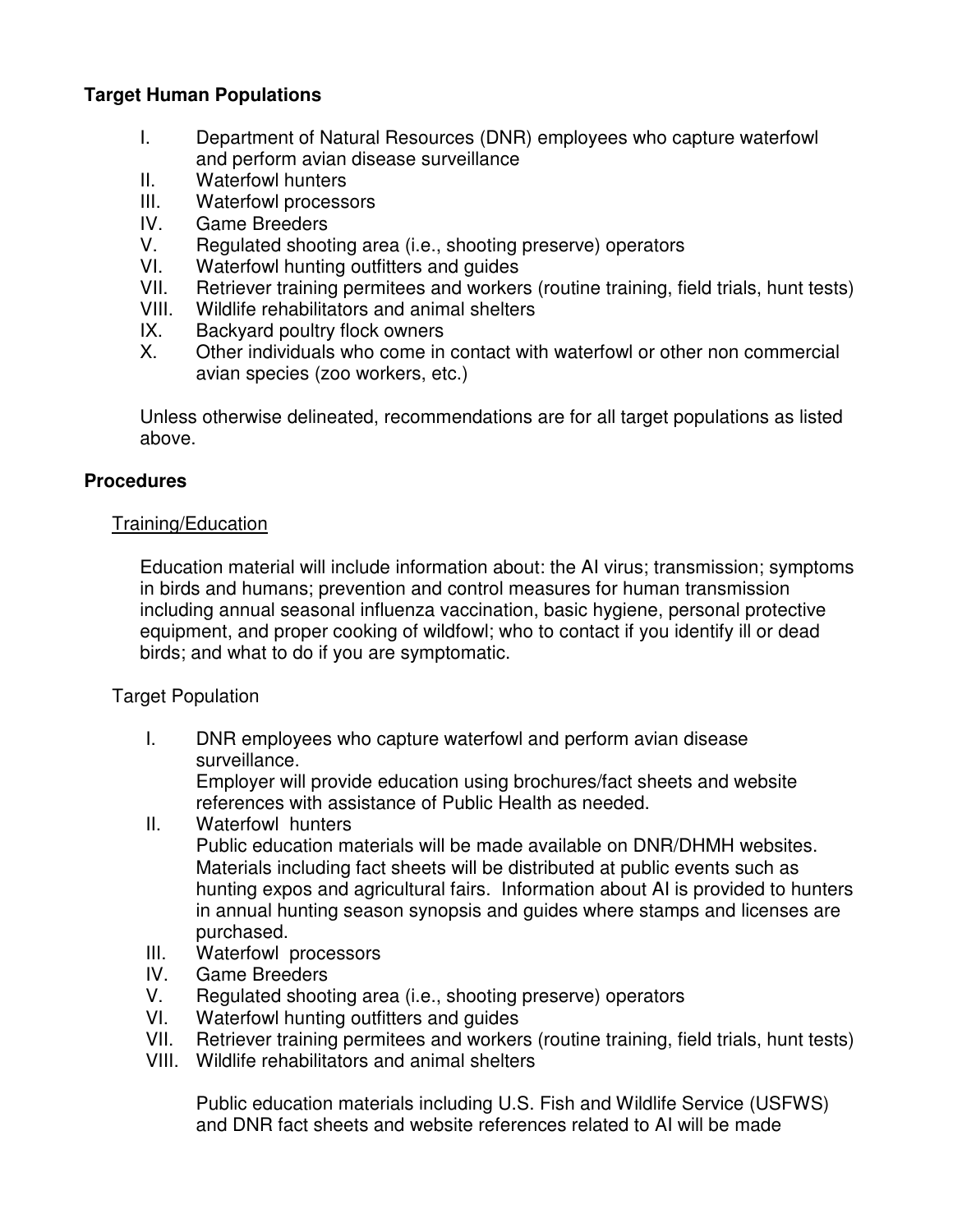**Target Human Populations**

I. Department of Natural Resources (DNR) employees who capture waterfowl and perform avian disease surveillance
II. Waterfowl hunters
III. Waterfowl processors
IV. Game Breeders
V. Regulated shooting area (i.e., shooting preserve) operators
VI. Waterfowl hunting outfitters and guides
VII. Retriever training permitees and workers (routine training, field trials, hunt tests)
VIII. Wildlife rehabilitators and animal shelters
IX. Backyard poultry flock owners
X. Other individuals who come in contact with waterfowl or other non commercial avian species (zoo workers, etc.)

Unless otherwise delineated, recommendations are for all target populations as listed above.

**Procedures**

Training/Education

Education material will include information about: the AI virus; transmission; symptoms in birds and humans; prevention and control measures for human transmission including annual seasonal influenza vaccination, basic hygiene, personal protective equipment, and proper cooking of wildfowl; who to contact if you identify ill or dead birds; and what to do if you are symptomatic.

Target Population

I. DNR employees who capture waterfowl and perform avian disease surveillance.
   Employer will provide education using brochures/fact sheets and website references with assistance of Public Health as needed.
II. Waterfowl hunters
   Public education materials will be made available on DNR/DHMH websites. Materials including fact sheets will be distributed at public events such as hunting expos and agricultural fairs. Information about AI is provided to hunters in annual hunting season synopsis and guides where stamps and licenses are purchased.
III. Waterfowl processors
IV. Game Breeders
V. Regulated shooting area (i.e., shooting preserve) operators
VI. Waterfowl hunting outfitters and guides
VII. Retriever training permitees and workers (routine training, field trials, hunt tests)
VIII. Wildlife rehabilitators and animal shelters

   Public education materials including U.S. Fish and Wildlife Service (USFWS) and DNR fact sheets and website references related to AI will be made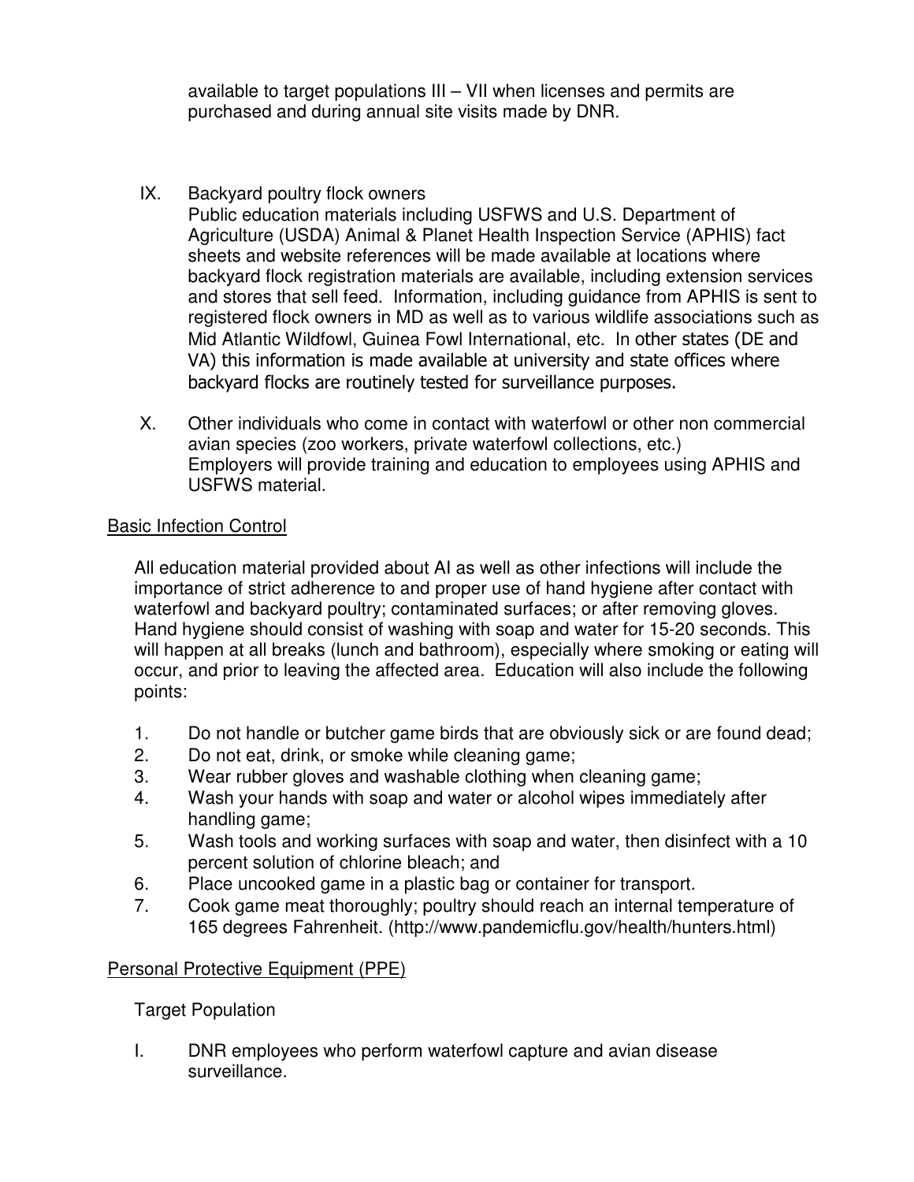available to target populations III – VII when licenses and permits are purchased and during annual site visits made by DNR.

IX. Backyard poultry flock owners
Public education materials including USFWS and U.S. Department of Agriculture (USDA) Animal & Planet Health Inspection Service (APHIS) fact sheets and website references will be made available at locations where backyard flock registration materials are available, including extension services and stores that sell feed. Information, including guidance from APHIS is sent to registered flock owners in MD as well as to various wildlife associations such as Mid Atlantic Wildfowl, Guinea Fowl International, etc. In other states (DE and VA) this information is made available at university and state offices where backyard flocks are routinely tested for surveillance purposes.

X. Other individuals who come in contact with waterfowl or other non commercial avian species (zoo workers, private waterfowl collections, etc.)
Employers will provide training and education to employees using APHIS and USFWS material.

## Basic Infection Control

All education material provided about AI as well as other infections will include the importance of strict adherence to and proper use of hand hygiene after contact with waterfowl and backyard poultry; contaminated surfaces; or after removing gloves. Hand hygiene should consist of washing with soap and water for 15-20 seconds. This will happen at all breaks (lunch and bathroom), especially where smoking or eating will occur, and prior to leaving the affected area. Education will also include the following points:

1. Do not handle or butcher game birds that are obviously sick or are found dead;
2. Do not eat, drink, or smoke while cleaning game;
3. Wear rubber gloves and washable clothing when cleaning game;
4. Wash your hands with soap and water or alcohol wipes immediately after handling game;
5. Wash tools and working surfaces with soap and water, then disinfect with a 10 percent solution of chlorine bleach; and
6. Place uncooked game in a plastic bag or container for transport.
7. Cook game meat thoroughly; poultry should reach an internal temperature of 165 degrees Fahrenheit. (http://www.pandemicflu.gov/health/hunters.html)

## Personal Protective Equipment (PPE)

Target Population

I. DNR employees who perform waterfowl capture and avian disease surveillance.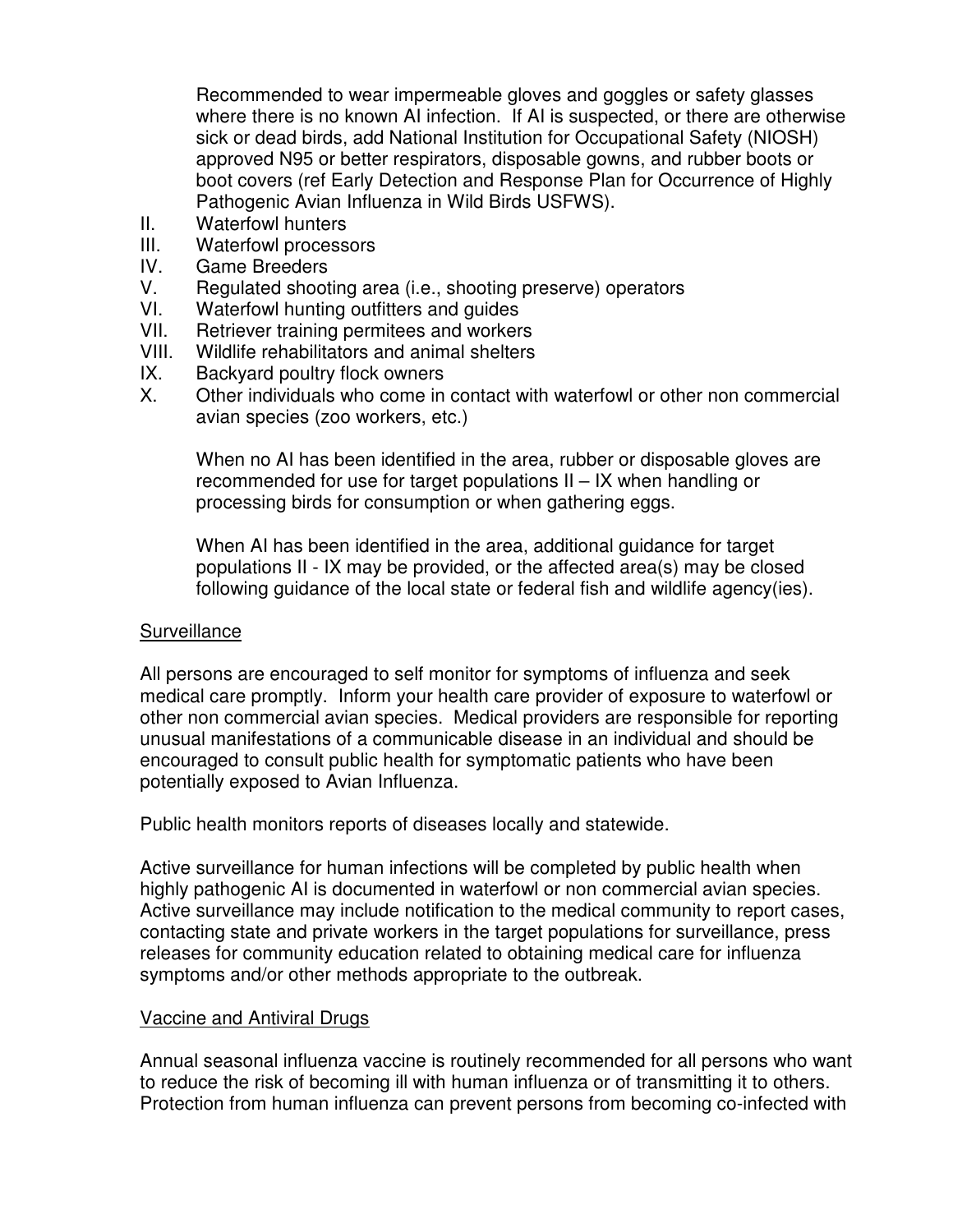Recommended to wear impermeable gloves and goggles or safety glasses where there is no known AI infection. If AI is suspected, or there are otherwise sick or dead birds, add National Institution for Occupational Safety (NIOSH) approved N95 or better respirators, disposable gowns, and rubber boots or boot covers (ref Early Detection and Response Plan for Occurrence of Highly Pathogenic Avian Influenza in Wild Birds USFWS).

II. Waterfowl hunters
III. Waterfowl processors
IV. Game Breeders
V. Regulated shooting area (i.e., shooting preserve) operators
VI. Waterfowl hunting outfitters and guides
VII. Retriever training permitees and workers
VIII. Wildlife rehabilitators and animal shelters
IX. Backyard poultry flock owners
X. Other individuals who come in contact with waterfowl or other non commercial avian species (zoo workers, etc.)

When no AI has been identified in the area, rubber or disposable gloves are recommended for use for target populations II – IX when handling or processing birds for consumption or when gathering eggs.

When AI has been identified in the area, additional guidance for target populations II - IX may be provided, or the affected area(s) may be closed following guidance of the local state or federal fish and wildlife agency(ies).

<u>Surveillance</u>

All persons are encouraged to self monitor for symptoms of influenza and seek medical care promptly. Inform your health care provider of exposure to waterfowl or other non commercial avian species. Medical providers are responsible for reporting unusual manifestations of a communicable disease in an individual and should be encouraged to consult public health for symptomatic patients who have been potentially exposed to Avian Influenza.

Public health monitors reports of diseases locally and statewide.

Active surveillance for human infections will be completed by public health when highly pathogenic AI is documented in waterfowl or non commercial avian species. Active surveillance may include notification to the medical community to report cases, contacting state and private workers in the target populations for surveillance, press releases for community education related to obtaining medical care for influenza symptoms and/or other methods appropriate to the outbreak.

<u>Vaccine and Antiviral Drugs</u>

Annual seasonal influenza vaccine is routinely recommended for all persons who want to reduce the risk of becoming ill with human influenza or of transmitting it to others. Protection from human influenza can prevent persons from becoming co-infected with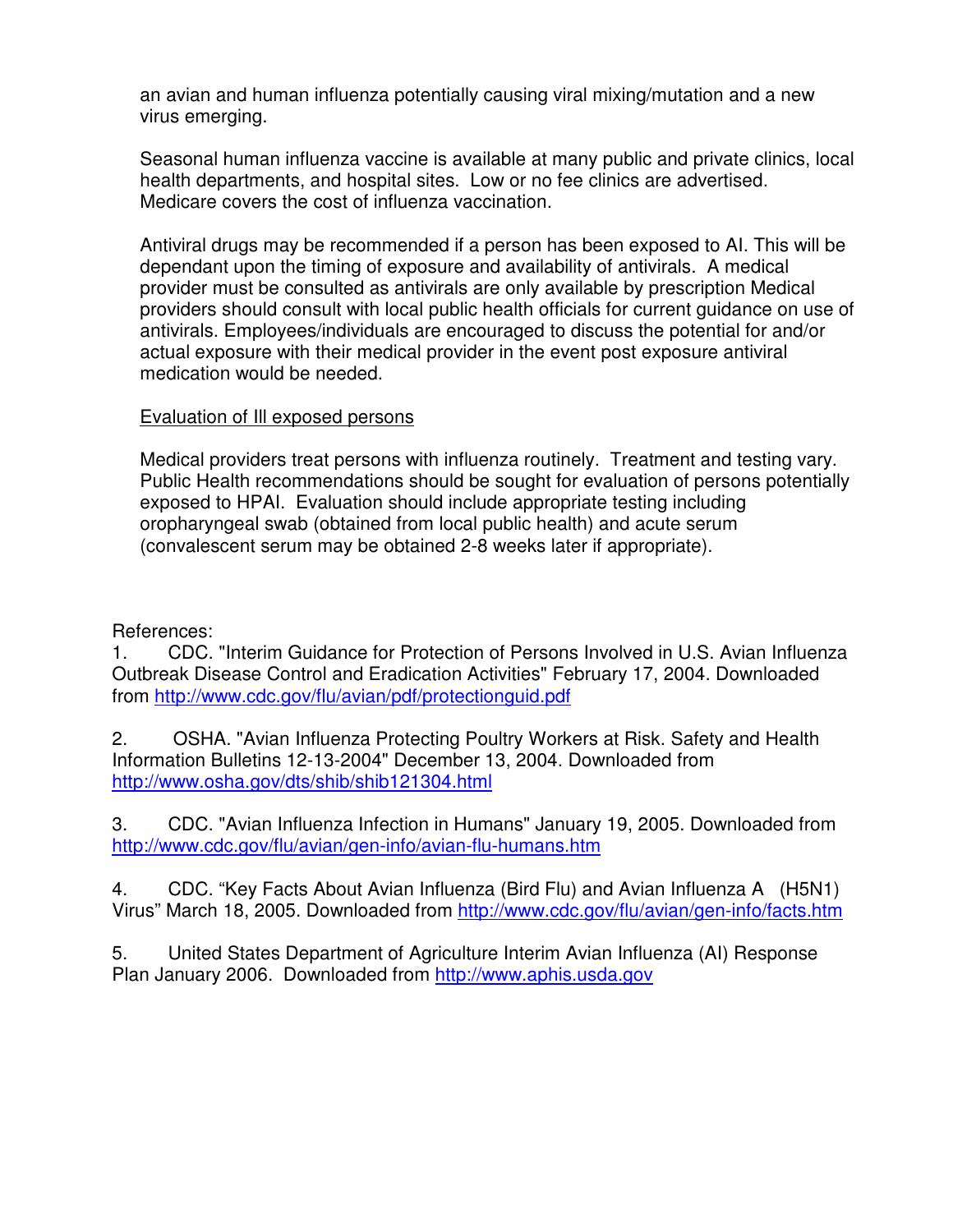an avian and human influenza potentially causing viral mixing/mutation and a new virus emerging.

Seasonal human influenza vaccine is available at many public and private clinics, local health departments, and hospital sites. Low or no fee clinics are advertised. Medicare covers the cost of influenza vaccination.

Antiviral drugs may be recommended if a person has been exposed to AI. This will be dependant upon the timing of exposure and availability of antivirals. A medical provider must be consulted as antivirals are only available by prescription Medical providers should consult with local public health officials for current guidance on use of antivirals. Employees/individuals are encouraged to discuss the potential for and/or actual exposure with their medical provider in the event post exposure antiviral medication would be needed.

Evaluation of Ill exposed persons

Medical providers treat persons with influenza routinely. Treatment and testing vary. Public Health recommendations should be sought for evaluation of persons potentially exposed to HPAI. Evaluation should include appropriate testing including oropharyngeal swab (obtained from local public health) and acute serum (convalescent serum may be obtained 2-8 weeks later if appropriate).

References:

1. CDC. "Interim Guidance for Protection of Persons Involved in U.S. Avian Influenza Outbreak Disease Control and Eradication Activities" February 17, 2004. Downloaded from http://www.cdc.gov/flu/avian/pdf/protectionguid.pdf

2. OSHA. "Avian Influenza Protecting Poultry Workers at Risk. Safety and Health Information Bulletins 12-13-2004" December 13, 2004. Downloaded from http://www.osha.gov/dts/shib/shib121304.html

3. CDC. "Avian Influenza Infection in Humans" January 19, 2005. Downloaded from http://www.cdc.gov/flu/avian/gen-info/avian-flu-humans.htm

4. CDC. "Key Facts About Avian Influenza (Bird Flu) and Avian Influenza A (H5N1) Virus" March 18, 2005. Downloaded from http://www.cdc.gov/flu/avian/gen-info/facts.htm

5. United States Department of Agriculture Interim Avian Influenza (AI) Response Plan January 2006. Downloaded from http://www.aphis.usda.gov